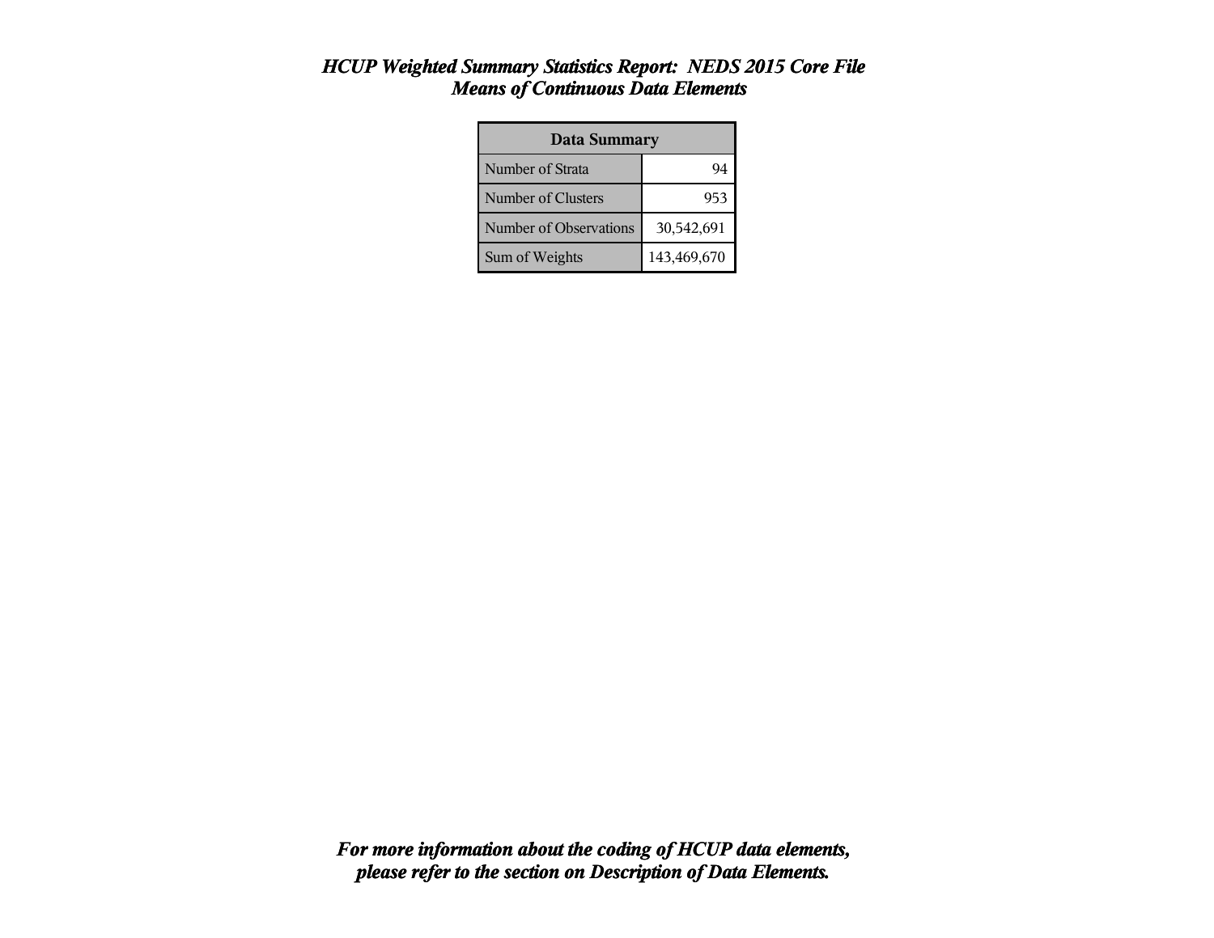# *HCUP Weighted Summary Statistics Report: NEDS 2015 Core File*
## *Means of Continuous Data Elements*

| Data Summary | |
|---|---|
| Number of Strata | 94 |
| Number of Clusters | 953 |
| Number of Observations | 30,542,691 |
| Sum of Weights | 143,469,670 |

***For more information about the coding of HCUP data elements, please refer to the section on Description of Data Elements.***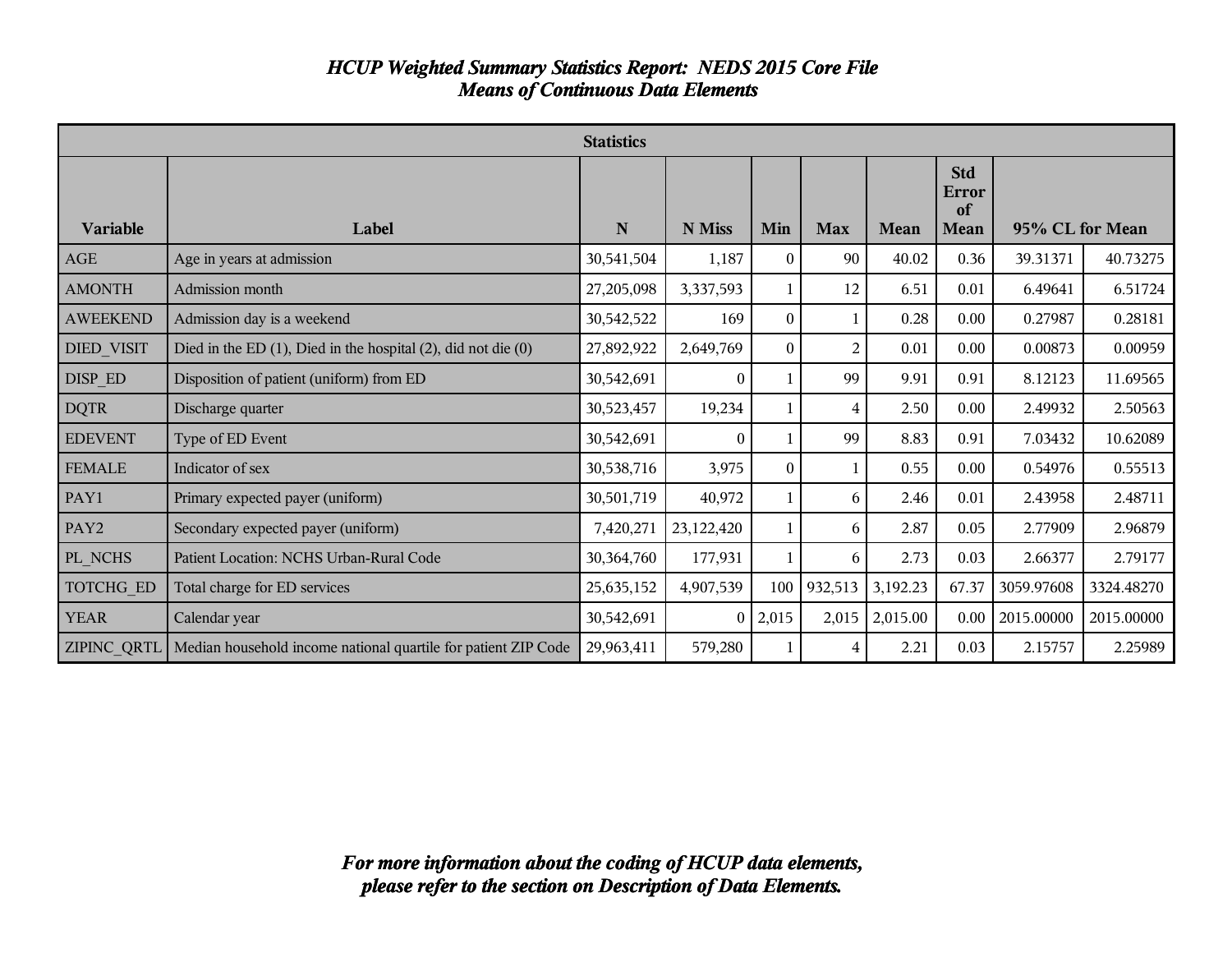# *HCUP Weighted Summary Statistics Report: NEDS 2015 Core File*
## *Means of Continuous Data Elements*

| Statistics | | | | | | | | | |
|---|---|---|---|---|---|---|---|---|---|
| **Variable** | **Label** | **N** | **N Miss** | **Min** | **Max** | **Mean** | **Std Error of Mean** | **95% CL for Mean** | |
| AGE | Age in years at admission | 30,541,504 | 1,187 | 0 | 90 | 40.02 | 0.36 | 39.31371 | 40.73275 |
| AMONTH | Admission month | 27,205,098 | 3,337,593 | 1 | 12 | 6.51 | 0.01 | 6.49641 | 6.51724 |
| AWEEKEND | Admission day is a weekend | 30,542,522 | 169 | 0 | 1 | 0.28 | 0.00 | 0.27987 | 0.28181 |
| DIED_VISIT | Died in the ED (1), Died in the hospital (2), did not die (0) | 27,892,922 | 2,649,769 | 0 | 2 | 0.01 | 0.00 | 0.00873 | 0.00959 |
| DISP_ED | Disposition of patient (uniform) from ED | 30,542,691 | 0 | 1 | 99 | 9.91 | 0.91 | 8.12123 | 11.69565 |
| DQTR | Discharge quarter | 30,523,457 | 19,234 | 1 | 4 | 2.50 | 0.00 | 2.49932 | 2.50563 |
| EDEVENT | Type of ED Event | 30,542,691 | 0 | 1 | 99 | 8.83 | 0.91 | 7.03432 | 10.62089 |
| FEMALE | Indicator of sex | 30,538,716 | 3,975 | 0 | 1 | 0.55 | 0.00 | 0.54976 | 0.55513 |
| PAY1 | Primary expected payer (uniform) | 30,501,719 | 40,972 | 1 | 6 | 2.46 | 0.01 | 2.43958 | 2.48711 |
| PAY2 | Secondary expected payer (uniform) | 7,420,271 | 23,122,420 | 1 | 6 | 2.87 | 0.05 | 2.77909 | 2.96879 |
| PL_NCHS | Patient Location: NCHS Urban-Rural Code | 30,364,760 | 177,931 | 1 | 6 | 2.73 | 0.03 | 2.66377 | 2.79177 |
| TOTCHG_ED | Total charge for ED services | 25,635,152 | 4,907,539 | 100 | 932,513 | 3,192.23 | 67.37 | 3059.97608 | 3324.48270 |
| YEAR | Calendar year | 30,542,691 | 0 | 2,015 | 2,015 | 2,015.00 | 0.00 | 2015.00000 | 2015.00000 |
| ZIPINC_QRTL | Median household income national quartile for patient ZIP Code | 29,963,411 | 579,280 | 1 | 4 | 2.21 | 0.03 | 2.15757 | 2.25989 |

***For more information about the coding of HCUP data elements, please refer to the section on Description of Data Elements.***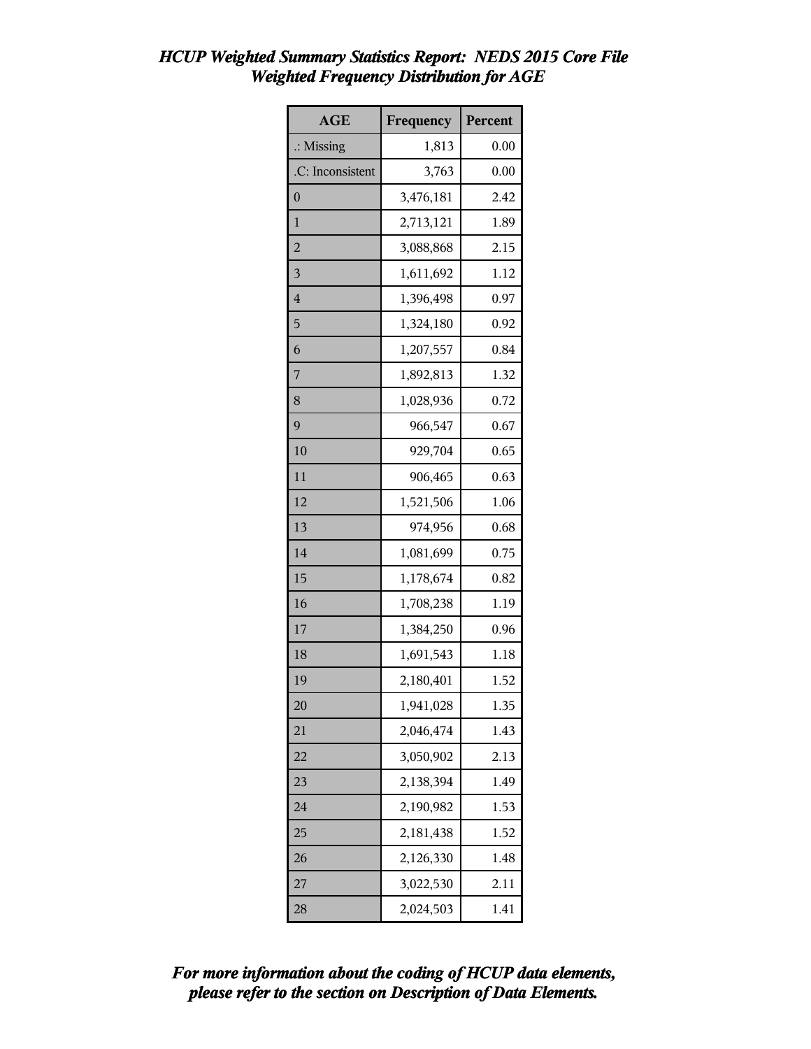# *HCUP Weighted Summary Statistics Report: NEDS 2015 Core File*
## *Weighted Frequency Distribution for AGE*

| AGE | Frequency | Percent |
|---|---|---|
| .: Missing | 1,813 | 0.00 |
| .C: Inconsistent | 3,763 | 0.00 |
| 0 | 3,476,181 | 2.42 |
| 1 | 2,713,121 | 1.89 |
| 2 | 3,088,868 | 2.15 |
| 3 | 1,611,692 | 1.12 |
| 4 | 1,396,498 | 0.97 |
| 5 | 1,324,180 | 0.92 |
| 6 | 1,207,557 | 0.84 |
| 7 | 1,892,813 | 1.32 |
| 8 | 1,028,936 | 0.72 |
| 9 | 966,547 | 0.67 |
| 10 | 929,704 | 0.65 |
| 11 | 906,465 | 0.63 |
| 12 | 1,521,506 | 1.06 |
| 13 | 974,956 | 0.68 |
| 14 | 1,081,699 | 0.75 |
| 15 | 1,178,674 | 0.82 |
| 16 | 1,708,238 | 1.19 |
| 17 | 1,384,250 | 0.96 |
| 18 | 1,691,543 | 1.18 |
| 19 | 2,180,401 | 1.52 |
| 20 | 1,941,028 | 1.35 |
| 21 | 2,046,474 | 1.43 |
| 22 | 3,050,902 | 2.13 |
| 23 | 2,138,394 | 1.49 |
| 24 | 2,190,982 | 1.53 |
| 25 | 2,181,438 | 1.52 |
| 26 | 2,126,330 | 1.48 |
| 27 | 3,022,530 | 2.11 |
| 28 | 2,024,503 | 1.41 |

***For more information about the coding of HCUP data elements, please refer to the section on Description of Data Elements.***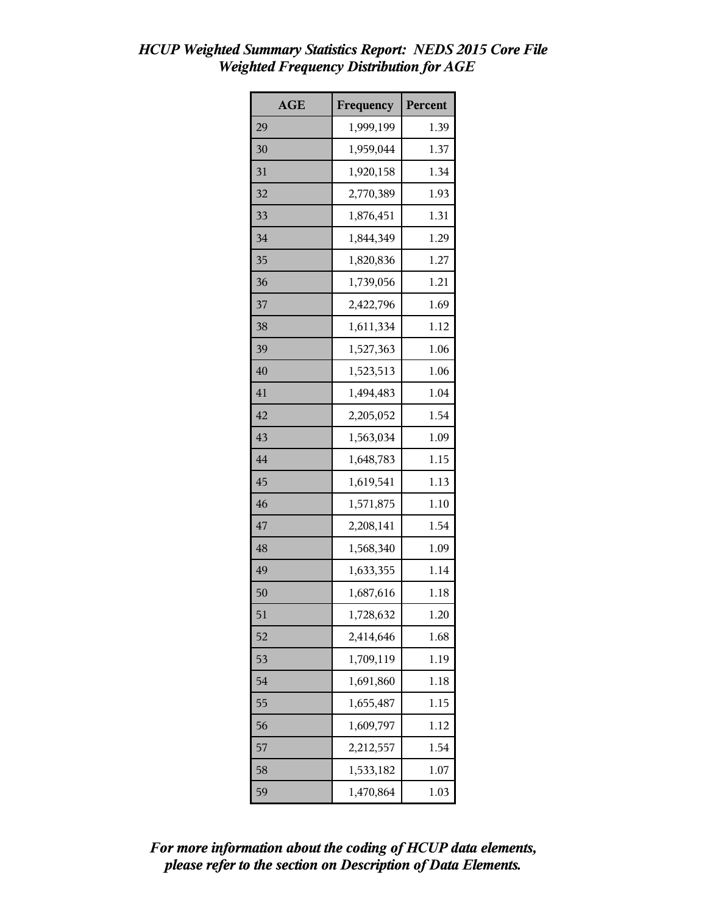# *HCUP Weighted Summary Statistics Report: NEDS 2015 Core File*
## *Weighted Frequency Distribution for AGE*

| AGE | Frequency | Percent |
|---|---|---|
| 29 | 1,999,199 | 1.39 |
| 30 | 1,959,044 | 1.37 |
| 31 | 1,920,158 | 1.34 |
| 32 | 2,770,389 | 1.93 |
| 33 | 1,876,451 | 1.31 |
| 34 | 1,844,349 | 1.29 |
| 35 | 1,820,836 | 1.27 |
| 36 | 1,739,056 | 1.21 |
| 37 | 2,422,796 | 1.69 |
| 38 | 1,611,334 | 1.12 |
| 39 | 1,527,363 | 1.06 |
| 40 | 1,523,513 | 1.06 |
| 41 | 1,494,483 | 1.04 |
| 42 | 2,205,052 | 1.54 |
| 43 | 1,563,034 | 1.09 |
| 44 | 1,648,783 | 1.15 |
| 45 | 1,619,541 | 1.13 |
| 46 | 1,571,875 | 1.10 |
| 47 | 2,208,141 | 1.54 |
| 48 | 1,568,340 | 1.09 |
| 49 | 1,633,355 | 1.14 |
| 50 | 1,687,616 | 1.18 |
| 51 | 1,728,632 | 1.20 |
| 52 | 2,414,646 | 1.68 |
| 53 | 1,709,119 | 1.19 |
| 54 | 1,691,860 | 1.18 |
| 55 | 1,655,487 | 1.15 |
| 56 | 1,609,797 | 1.12 |
| 57 | 2,212,557 | 1.54 |
| 58 | 1,533,182 | 1.07 |
| 59 | 1,470,864 | 1.03 |

***For more information about the coding of HCUP data elements, please refer to the section on Description of Data Elements.***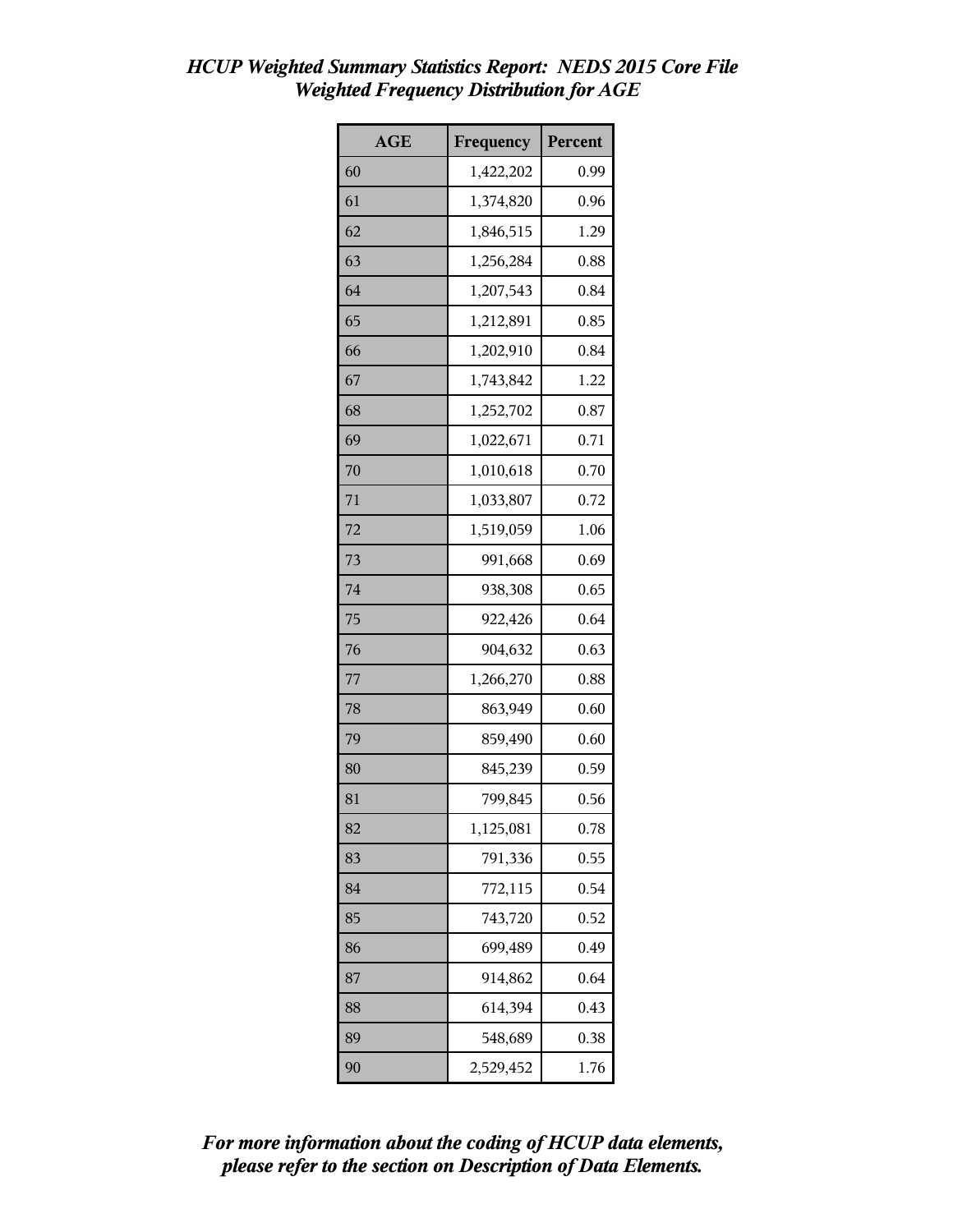*HCUP Weighted Summary Statistics Report: NEDS 2015 Core File*
*Weighted Frequency Distribution for AGE*

| AGE | Frequency | Percent |
|---|---|---|
| 60 | 1,422,202 | 0.99 |
| 61 | 1,374,820 | 0.96 |
| 62 | 1,846,515 | 1.29 |
| 63 | 1,256,284 | 0.88 |
| 64 | 1,207,543 | 0.84 |
| 65 | 1,212,891 | 0.85 |
| 66 | 1,202,910 | 0.84 |
| 67 | 1,743,842 | 1.22 |
| 68 | 1,252,702 | 0.87 |
| 69 | 1,022,671 | 0.71 |
| 70 | 1,010,618 | 0.70 |
| 71 | 1,033,807 | 0.72 |
| 72 | 1,519,059 | 1.06 |
| 73 | 991,668 | 0.69 |
| 74 | 938,308 | 0.65 |
| 75 | 922,426 | 0.64 |
| 76 | 904,632 | 0.63 |
| 77 | 1,266,270 | 0.88 |
| 78 | 863,949 | 0.60 |
| 79 | 859,490 | 0.60 |
| 80 | 845,239 | 0.59 |
| 81 | 799,845 | 0.56 |
| 82 | 1,125,081 | 0.78 |
| 83 | 791,336 | 0.55 |
| 84 | 772,115 | 0.54 |
| 85 | 743,720 | 0.52 |
| 86 | 699,489 | 0.49 |
| 87 | 914,862 | 0.64 |
| 88 | 614,394 | 0.43 |
| 89 | 548,689 | 0.38 |
| 90 | 2,529,452 | 1.76 |

***For more information about the coding of HCUP data elements, please refer to the section on Description of Data Elements.***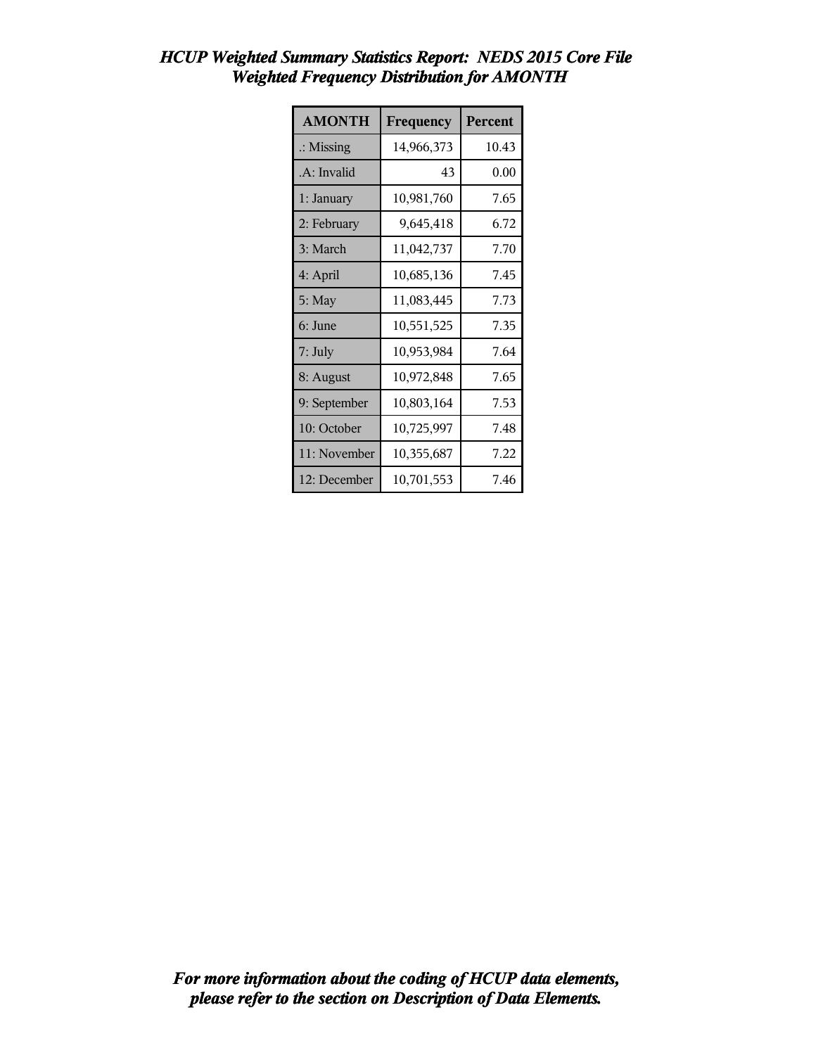# *HCUP Weighted Summary Statistics Report: NEDS 2015 Core File*
## *Weighted Frequency Distribution for AMONTH*

| AMONTH | Frequency | Percent |
|---|---|---|
| .: Missing | 14,966,373 | 10.43 |
| .A: Invalid | 43 | 0.00 |
| 1: January | 10,981,760 | 7.65 |
| 2: February | 9,645,418 | 6.72 |
| 3: March | 11,042,737 | 7.70 |
| 4: April | 10,685,136 | 7.45 |
| 5: May | 11,083,445 | 7.73 |
| 6: June | 10,551,525 | 7.35 |
| 7: July | 10,953,984 | 7.64 |
| 8: August | 10,972,848 | 7.65 |
| 9: September | 10,803,164 | 7.53 |
| 10: October | 10,725,997 | 7.48 |
| 11: November | 10,355,687 | 7.22 |
| 12: December | 10,701,553 | 7.46 |

***For more information about the coding of HCUP data elements, please refer to the section on Description of Data Elements.***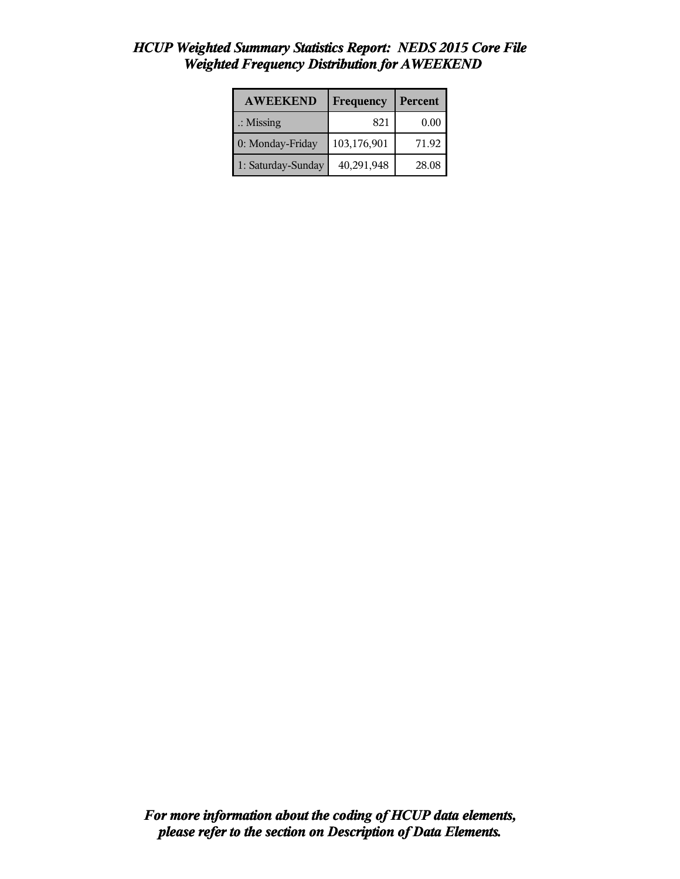# *HCUP Weighted Summary Statistics Report: NEDS 2015 Core File*
## *Weighted Frequency Distribution for AWEEKEND*

| AWEEKEND | Frequency | Percent |
|---|---|---|
| .: Missing | 821 | 0.00 |
| 0: Monday-Friday | 103,176,901 | 71.92 |
| 1: Saturday-Sunday | 40,291,948 | 28.08 |

***For more information about the coding of HCUP data elements, please refer to the section on Description of Data Elements.***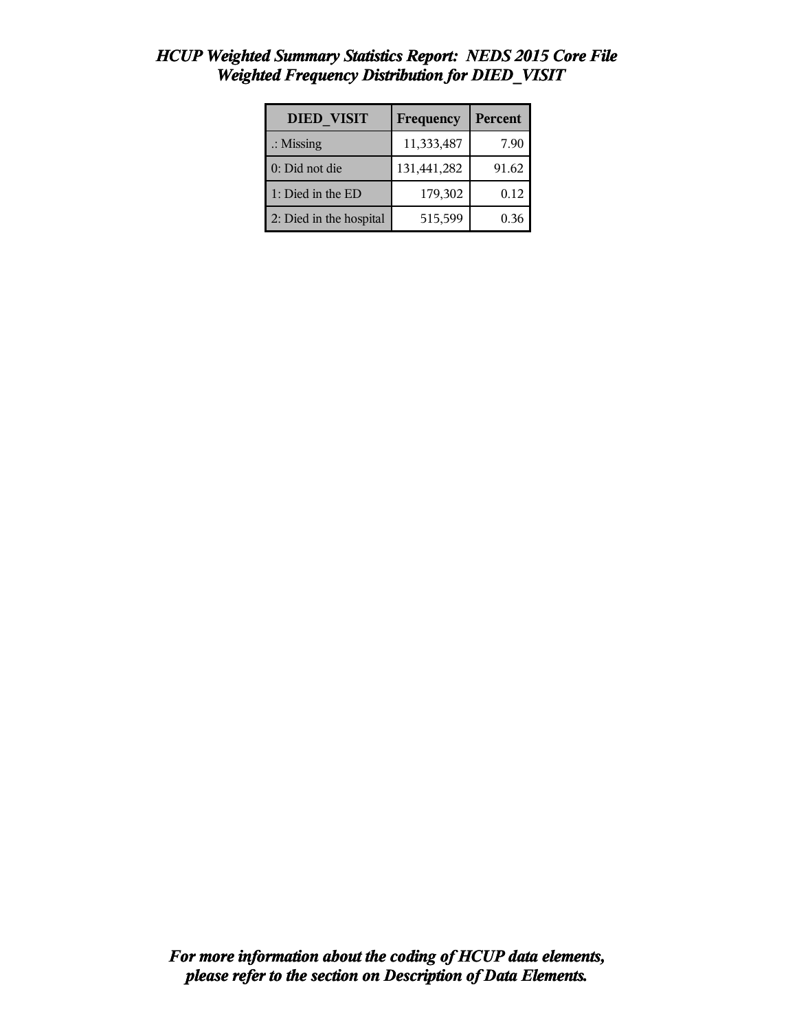# *HCUP Weighted Summary Statistics Report: NEDS 2015 Core File*
## *Weighted Frequency Distribution for DIED_VISIT*

| DIED_VISIT | Frequency | Percent |
|---|---|---|
| .: Missing | 11,333,487 | 7.90 |
| 0: Did not die | 131,441,282 | 91.62 |
| 1: Died in the ED | 179,302 | 0.12 |
| 2: Died in the hospital | 515,599 | 0.36 |

***For more information about the coding of HCUP data elements, please refer to the section on Description of Data Elements.***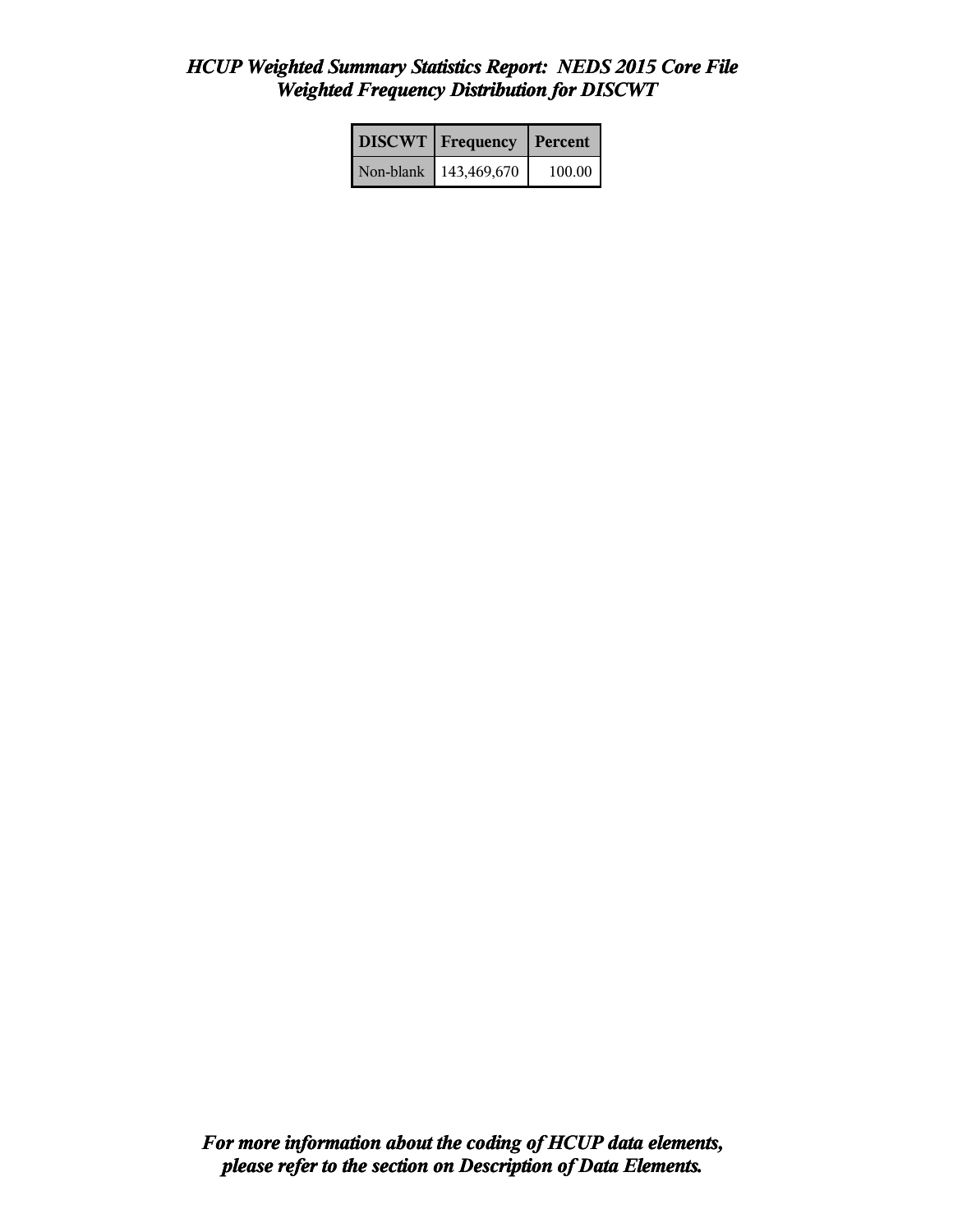# *HCUP Weighted Summary Statistics Report: NEDS 2015 Core File*
## *Weighted Frequency Distribution for DISCWT*

| DISCWT | Frequency | Percent |
|---|---|---|
| Non-blank | 143,469,670 | 100.00 |

***For more information about the coding of HCUP data elements, please refer to the section on Description of Data Elements.***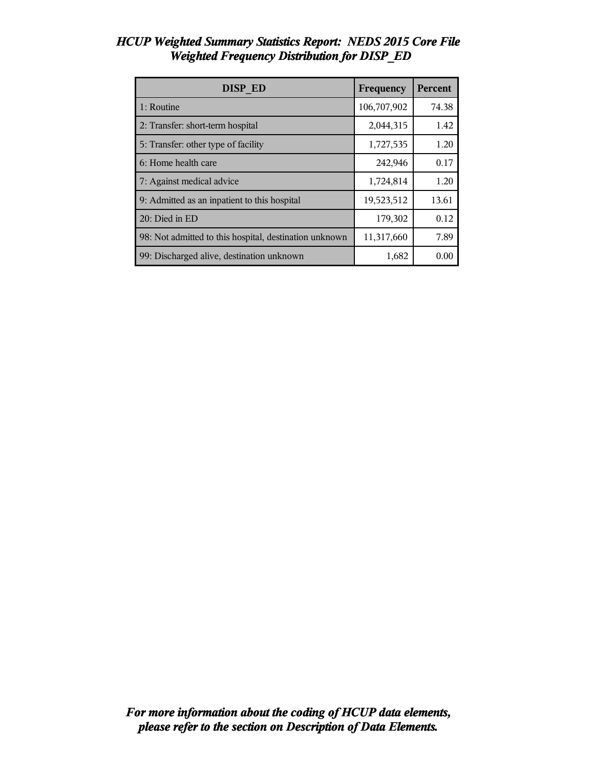# *HCUP Weighted Summary Statistics Report: NEDS 2015 Core File*
## *Weighted Frequency Distribution for DISP_ED*

| DISP_ED | Frequency | Percent |
|---|---|---|
| 1: Routine | 106,707,902 | 74.38 |
| 2: Transfer: short-term hospital | 2,044,315 | 1.42 |
| 5: Transfer: other type of facility | 1,727,535 | 1.20 |
| 6: Home health care | 242,946 | 0.17 |
| 7: Against medical advice | 1,724,814 | 1.20 |
| 9: Admitted as an inpatient to this hospital | 19,523,512 | 13.61 |
| 20: Died in ED | 179,302 | 0.12 |
| 98: Not admitted to this hospital, destination unknown | 11,317,660 | 7.89 |
| 99: Discharged alive, destination unknown | 1,682 | 0.00 |

***For more information about the coding of HCUP data elements, please refer to the section on Description of Data Elements.***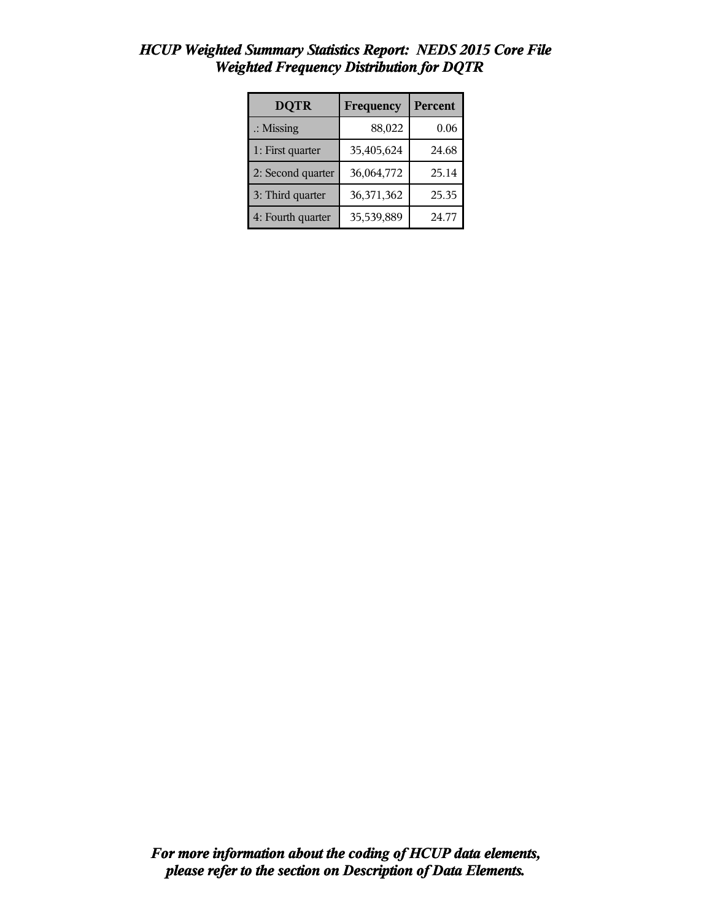# *HCUP Weighted Summary Statistics Report: NEDS 2015 Core File*
## *Weighted Frequency Distribution for DQTR*

| DQTR | Frequency | Percent |
|---|---|---|
| .: Missing | 88,022 | 0.06 |
| 1: First quarter | 35,405,624 | 24.68 |
| 2: Second quarter | 36,064,772 | 25.14 |
| 3: Third quarter | 36,371,362 | 25.35 |
| 4: Fourth quarter | 35,539,889 | 24.77 |

***For more information about the coding of HCUP data elements, please refer to the section on Description of Data Elements.***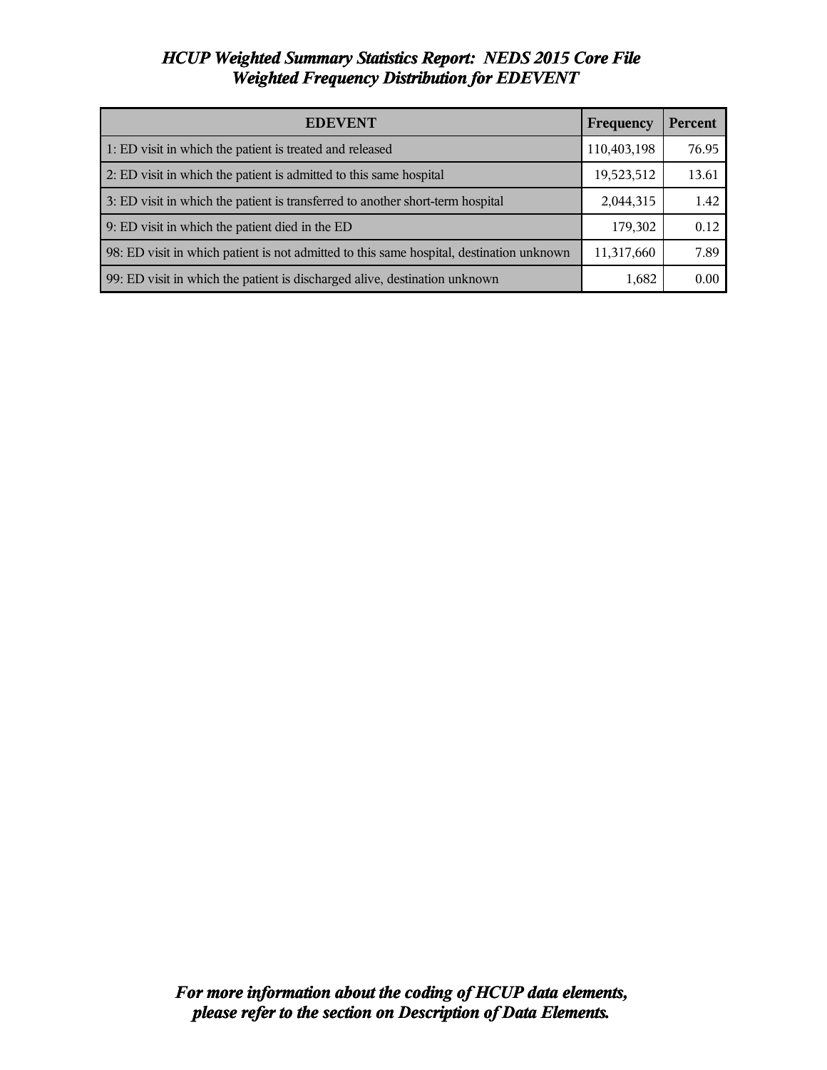*HCUP Weighted Summary Statistics Report: NEDS 2015 Core File*
*Weighted Frequency Distribution for EDEVENT*

| EDEVENT | Frequency | Percent |
|---|---|---|
| 1: ED visit in which the patient is treated and released | 110,403,198 | 76.95 |
| 2: ED visit in which the patient is admitted to this same hospital | 19,523,512 | 13.61 |
| 3: ED visit in which the patient is transferred to another short-term hospital | 2,044,315 | 1.42 |
| 9: ED visit in which the patient died in the ED | 179,302 | 0.12 |
| 98: ED visit in which patient is not admitted to this same hospital, destination unknown | 11,317,660 | 7.89 |
| 99: ED visit in which the patient is discharged alive, destination unknown | 1,682 | 0.00 |

***For more information about the coding of HCUP data elements, please refer to the section on Description of Data Elements.***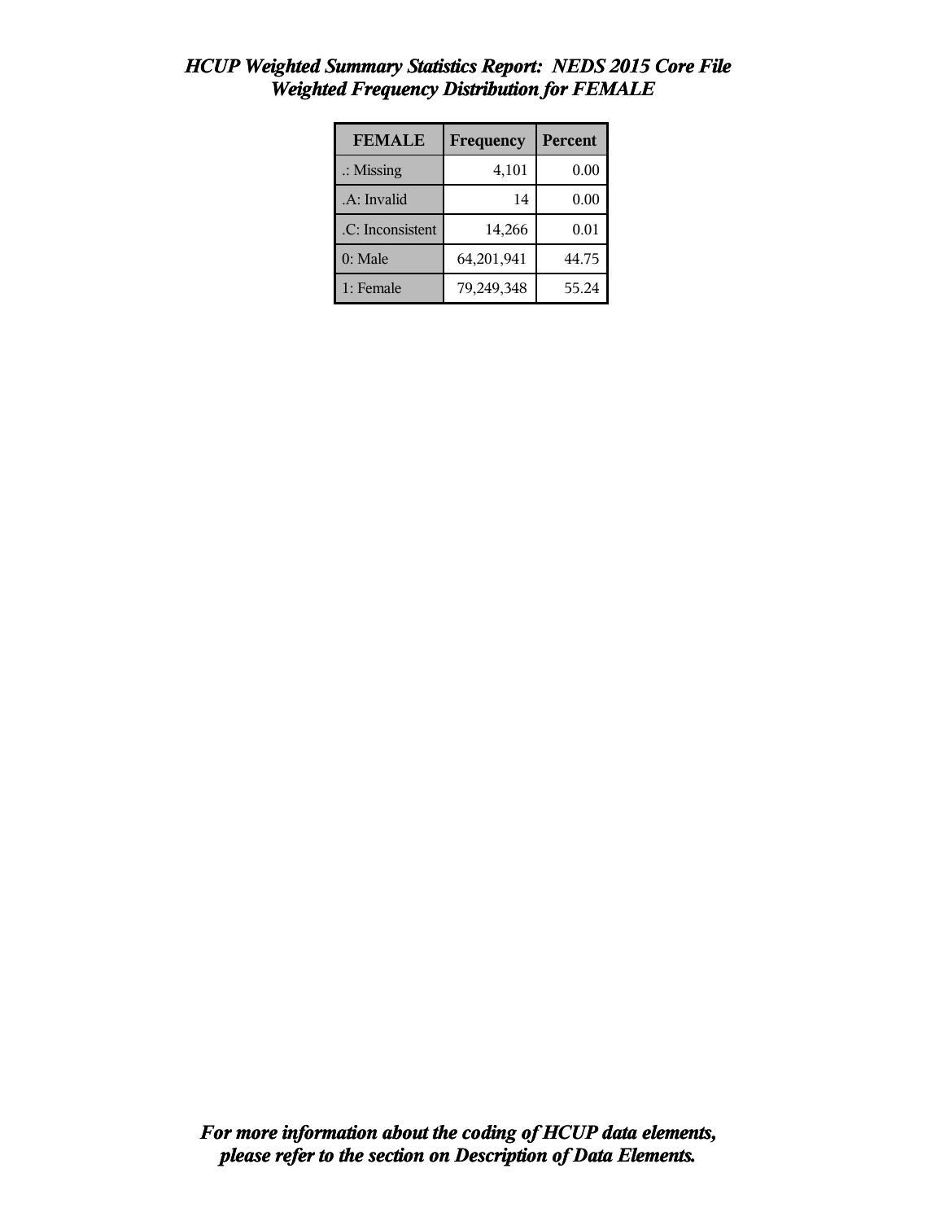# *HCUP Weighted Summary Statistics Report: NEDS 2015 Core File*
## *Weighted Frequency Distribution for FEMALE*

| FEMALE | Frequency | Percent |
|---|---|---|
| .: Missing | 4,101 | 0.00 |
| .A: Invalid | 14 | 0.00 |
| .C: Inconsistent | 14,266 | 0.01 |
| 0: Male | 64,201,941 | 44.75 |
| 1: Female | 79,249,348 | 55.24 |

***For more information about the coding of HCUP data elements, please refer to the section on Description of Data Elements.***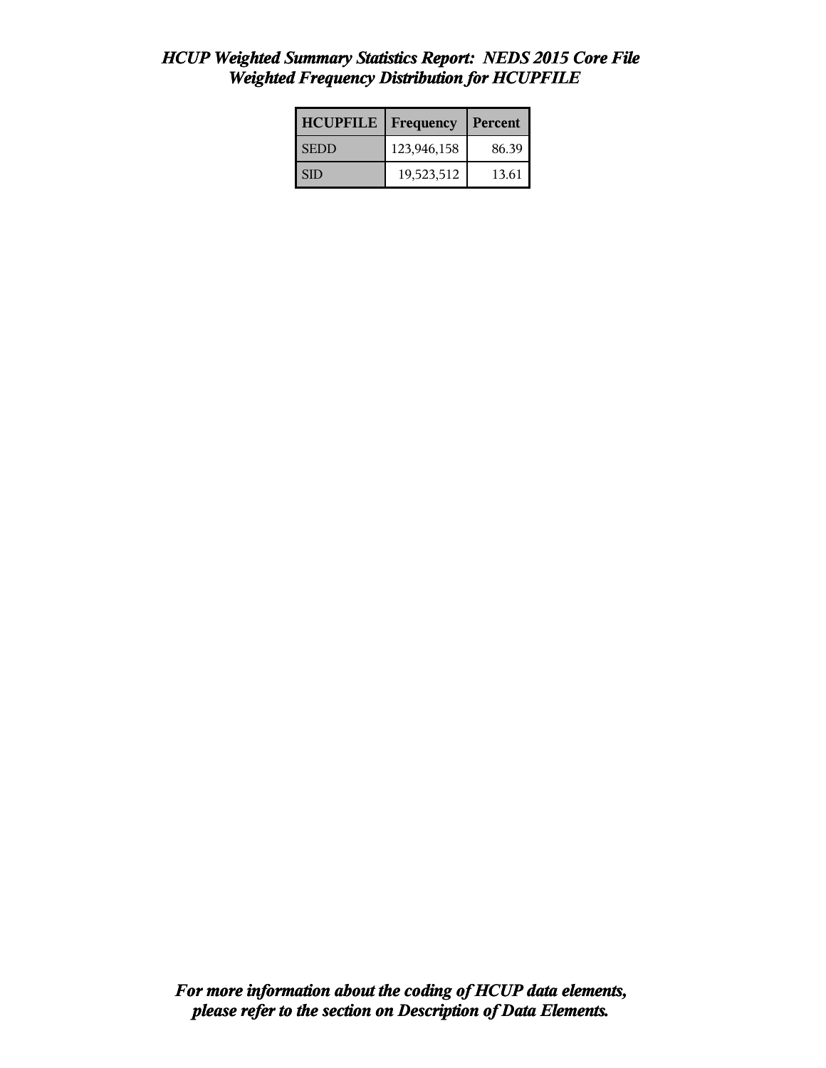# *HCUP Weighted Summary Statistics Report: NEDS 2015 Core File*
## *Weighted Frequency Distribution for HCUPFILE*

| HCUPFILE | Frequency | Percent |
|---|---|---|
| SEDD | 123,946,158 | 86.39 |
| SID | 19,523,512 | 13.61 |

***For more information about the coding of HCUP data elements, please refer to the section on Description of Data Elements.***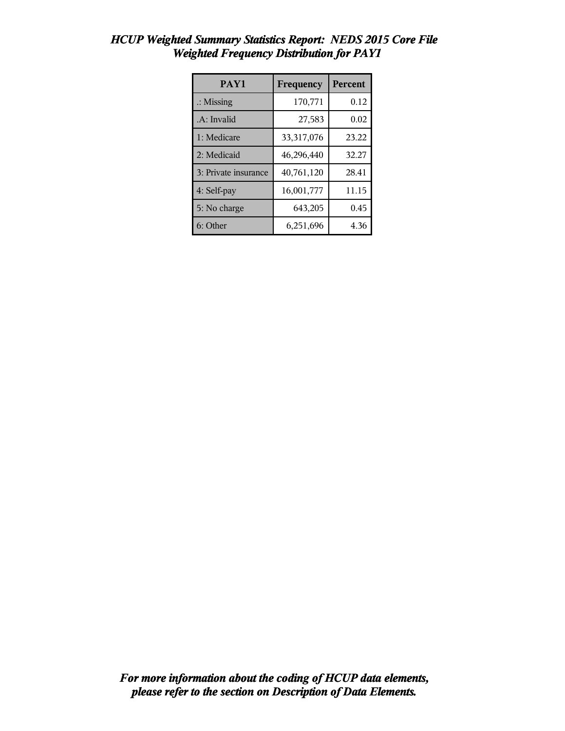# *HCUP Weighted Summary Statistics Report: NEDS 2015 Core File*
## *Weighted Frequency Distribution for PAY1*

| PAY1 | Frequency | Percent |
|---|---|---|
| .: Missing | 170,771 | 0.12 |
| .A: Invalid | 27,583 | 0.02 |
| 1: Medicare | 33,317,076 | 23.22 |
| 2: Medicaid | 46,296,440 | 32.27 |
| 3: Private insurance | 40,761,120 | 28.41 |
| 4: Self-pay | 16,001,777 | 11.15 |
| 5: No charge | 643,205 | 0.45 |
| 6: Other | 6,251,696 | 4.36 |

***For more information about the coding of HCUP data elements, please refer to the section on Description of Data Elements.***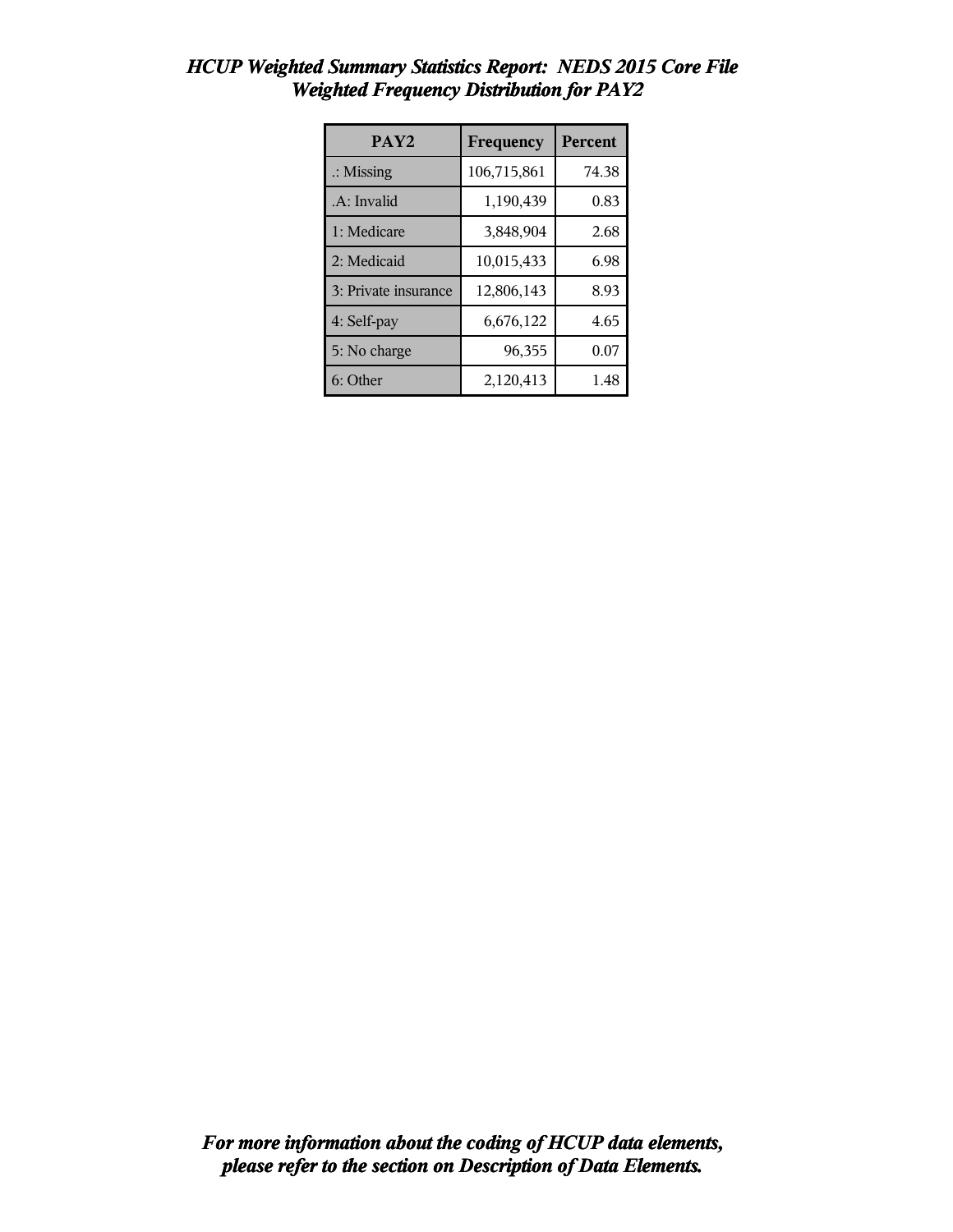# *HCUP Weighted Summary Statistics Report: NEDS 2015 Core File*
## *Weighted Frequency Distribution for PAY2*

| PAY2 | Frequency | Percent |
|---|---|---|
| .: Missing | 106,715,861 | 74.38 |
| .A: Invalid | 1,190,439 | 0.83 |
| 1: Medicare | 3,848,904 | 2.68 |
| 2: Medicaid | 10,015,433 | 6.98 |
| 3: Private insurance | 12,806,143 | 8.93 |
| 4: Self-pay | 6,676,122 | 4.65 |
| 5: No charge | 96,355 | 0.07 |
| 6: Other | 2,120,413 | 1.48 |

***For more information about the coding of HCUP data elements, please refer to the section on Description of Data Elements.***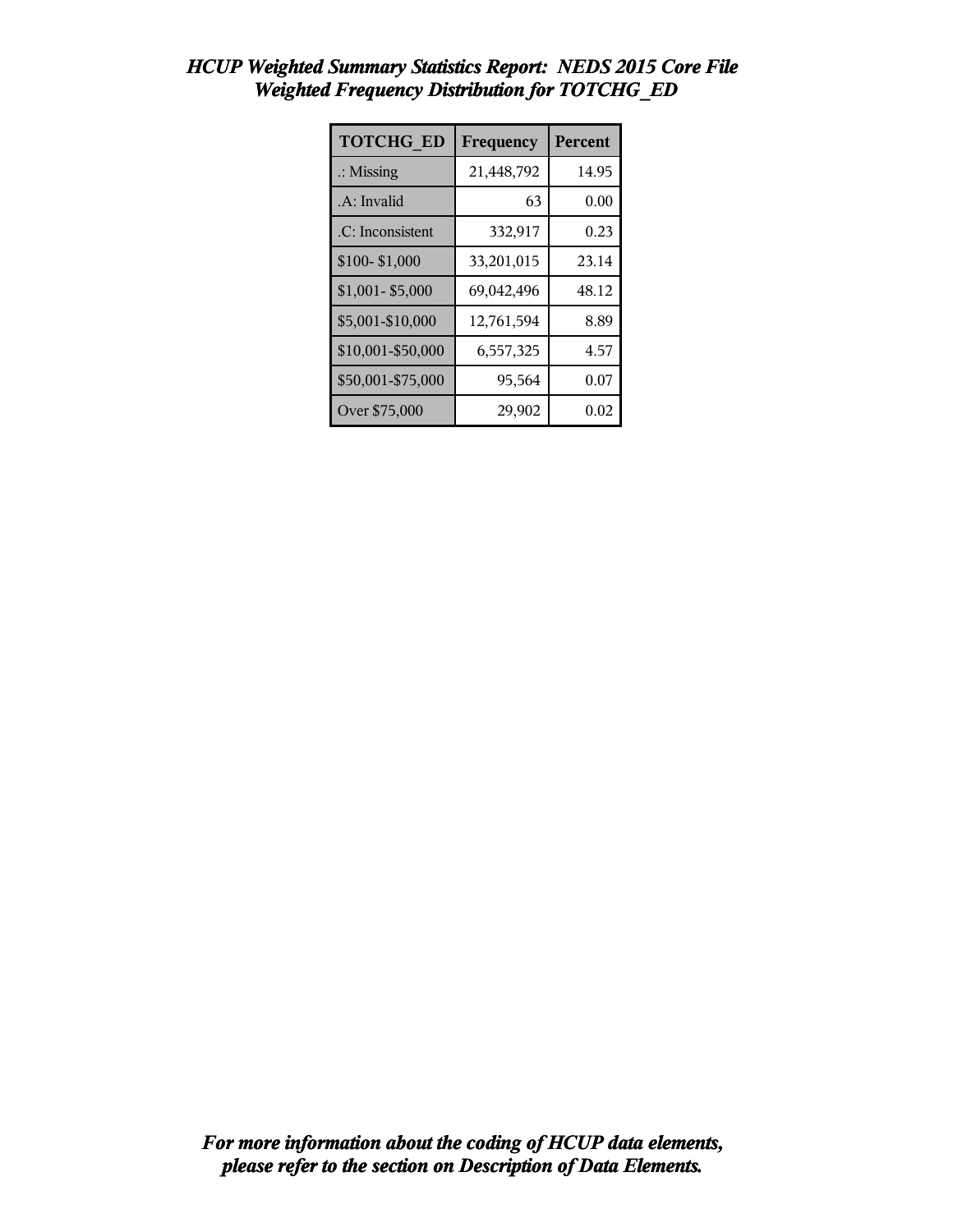# *HCUP Weighted Summary Statistics Report: NEDS 2015 Core File*
## *Weighted Frequency Distribution for TOTCHG_ED*

| TOTCHG_ED | Frequency | Percent |
|---|---|---|
| .: Missing | 21,448,792 | 14.95 |
| .A: Invalid | 63 | 0.00 |
| .C: Inconsistent | 332,917 | 0.23 |
| $100- $1,000 | 33,201,015 | 23.14 |
| $1,001- $5,000 | 69,042,496 | 48.12 |
| $5,001-$10,000 | 12,761,594 | 8.89 |
| $10,001-$50,000 | 6,557,325 | 4.57 |
| $50,001-$75,000 | 95,564 | 0.07 |
| Over $75,000 | 29,902 | 0.02 |

***For more information about the coding of HCUP data elements, please refer to the section on Description of Data Elements.***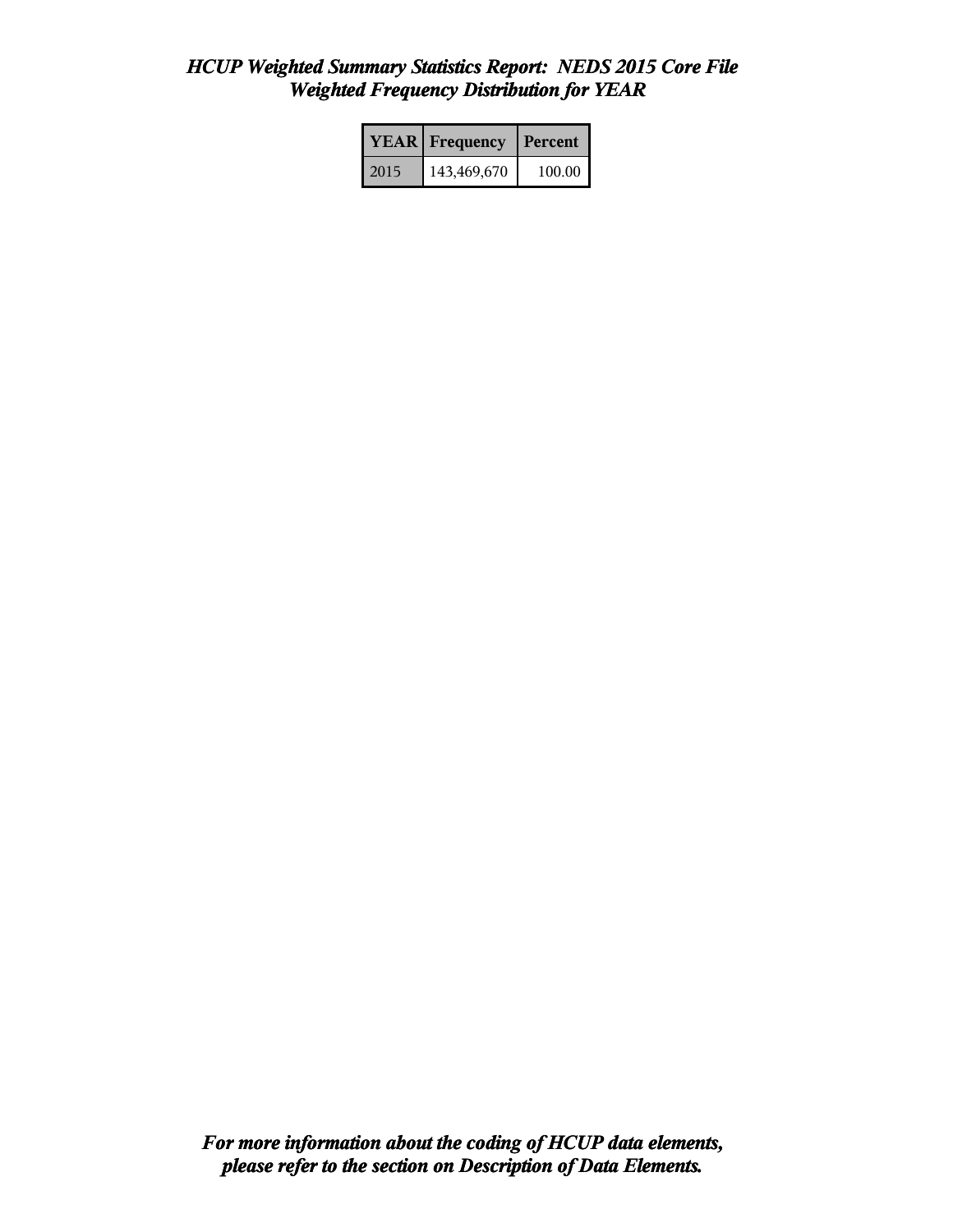# *HCUP Weighted Summary Statistics Report: NEDS 2015 Core File*
## *Weighted Frequency Distribution for YEAR*

| YEAR | Frequency | Percent |
|---|---|---|
| 2015 | 143,469,670 | 100.00 |

***For more information about the coding of HCUP data elements, please refer to the section on Description of Data Elements.***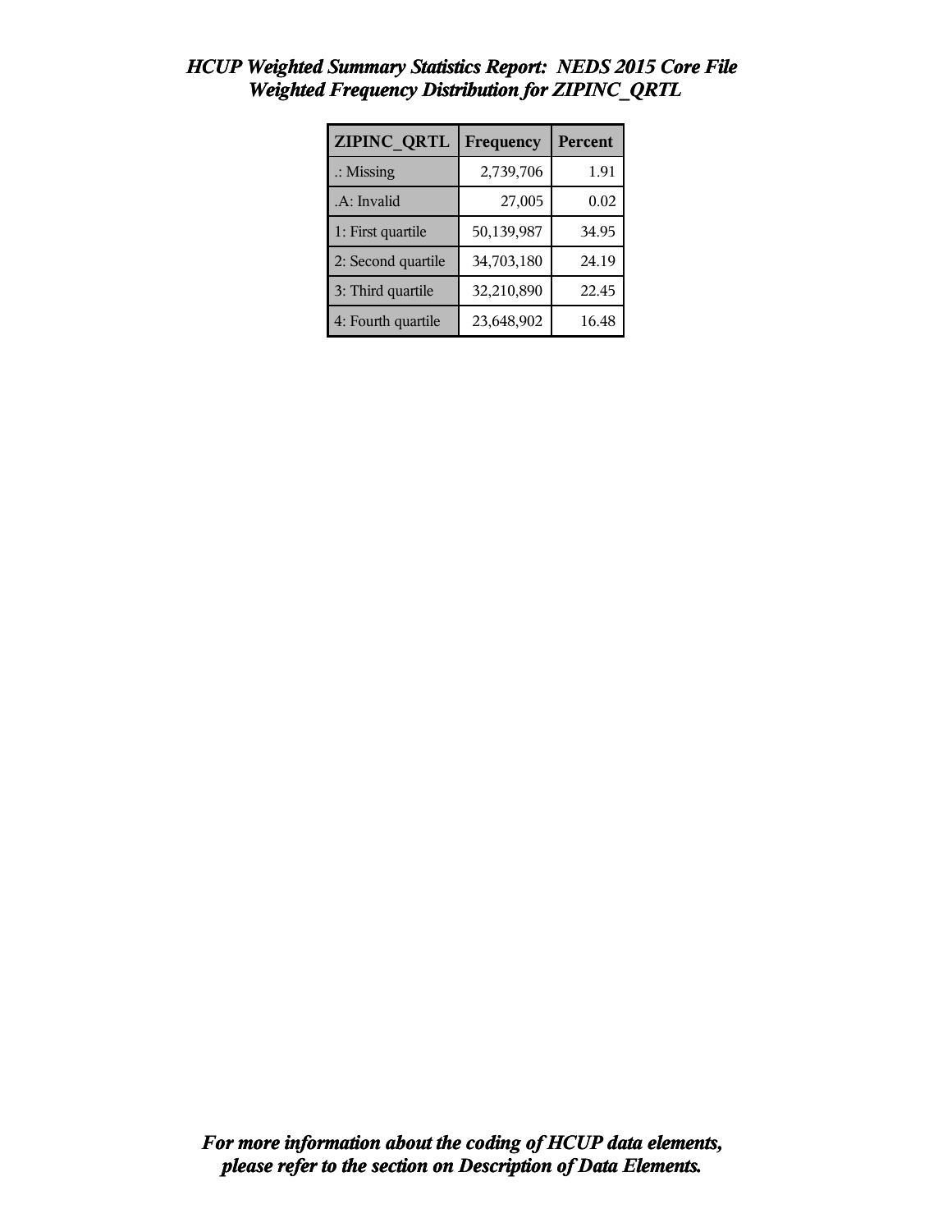*HCUP Weighted Summary Statistics Report: NEDS 2015 Core File*
*Weighted Frequency Distribution for ZIPINC_QRTL*

| ZIPINC_QRTL | Frequency | Percent |
|---|---|---|
| .: Missing | 2,739,706 | 1.91 |
| .A: Invalid | 27,005 | 0.02 |
| 1: First quartile | 50,139,987 | 34.95 |
| 2: Second quartile | 34,703,180 | 24.19 |
| 3: Third quartile | 32,210,890 | 22.45 |
| 4: Fourth quartile | 23,648,902 | 16.48 |

*For more information about the coding of HCUP data elements, please refer to the section on Description of Data Elements.*